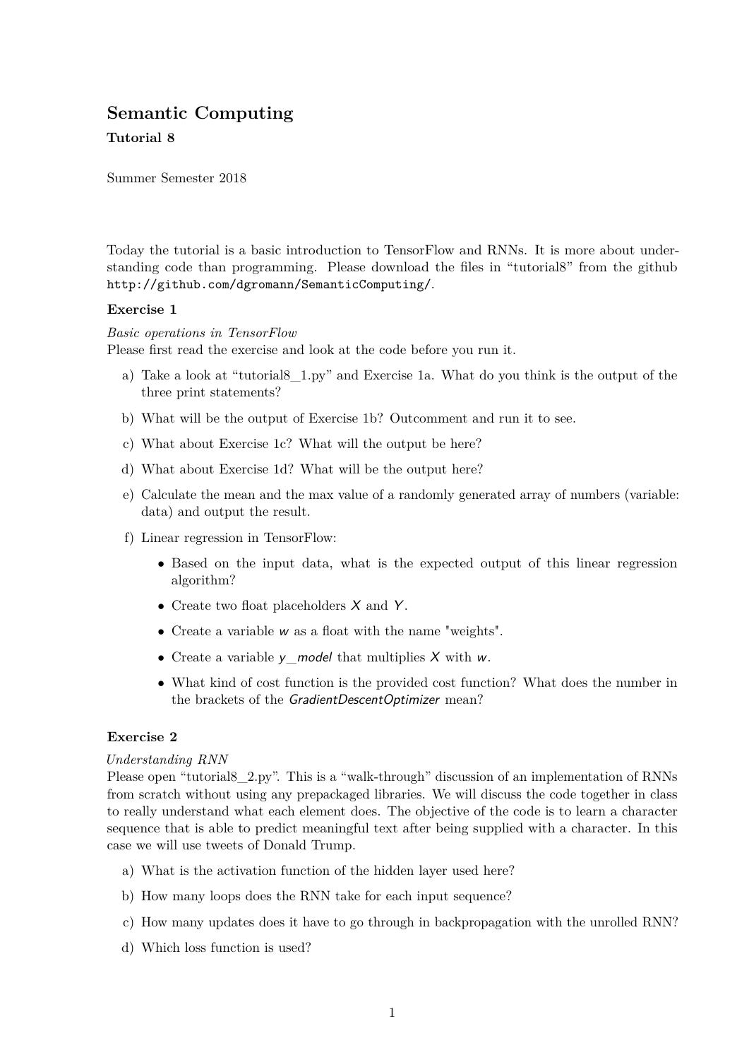# Semantic Computing

**Tutorial 8**

Summer Semester 2018

Today the tutorial is a basic introduction to TensorFlow and RNNs. It is more about understanding code than programming. Please download the files in "tutorial8" from the github `http://github.com/dgromann/SemanticComputing/`.

### Exercise 1

*Basic operations in TensorFlow*
Please first read the exercise and look at the code before you run it.

a) Take a look at "tutorial8_1.py" and Exercise 1a. What do you think is the output of the three print statements?

b) What will be the output of Exercise 1b? Outcomment and run it to see.

c) What about Exercise 1c? What will the output be here?

d) What about Exercise 1d? What will be the output here?

e) Calculate the mean and the max value of a randomly generated array of numbers (variable: data) and output the result.

f) Linear regression in TensorFlow:

- Based on the input data, what is the expected output of this linear regression algorithm?
- Create two float placeholders $X$ and $Y$.
- Create a variable $w$ as a float with the name "weights".
- Create a variable *y_model* that multiplies $X$ with $w$.
- What kind of cost function is the provided cost function? What does the number in the brackets of the *GradientDescentOptimizer* mean?

### Exercise 2

*Understanding RNN*
Please open "tutorial8_2.py". This is a "walk-through" discussion of an implementation of RNNs from scratch without using any prepackaged libraries. We will discuss the code together in class to really understand what each element does. The objective of the code is to learn a character sequence that is able to predict meaningful text after being supplied with a character. In this case we will use tweets of Donald Trump.

a) What is the activation function of the hidden layer used here?

b) How many loops does the RNN take for each input sequence?

c) How many updates does it have to go through in backpropagation with the unrolled RNN?

d) Which loss function is used?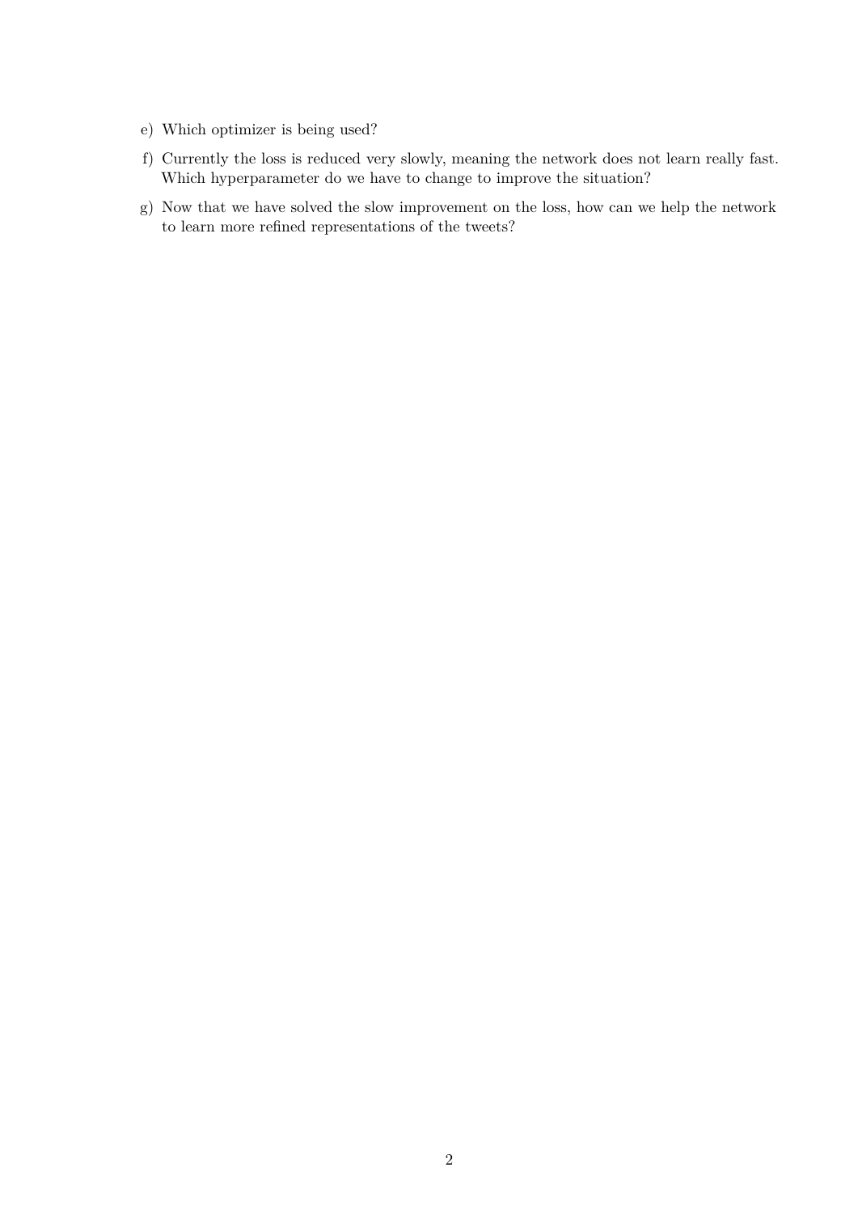e) Which optimizer is being used?

f) Currently the loss is reduced very slowly, meaning the network does not learn really fast. Which hyperparameter do we have to change to improve the situation?

g) Now that we have solved the slow improvement on the loss, how can we help the network to learn more refined representations of the tweets?